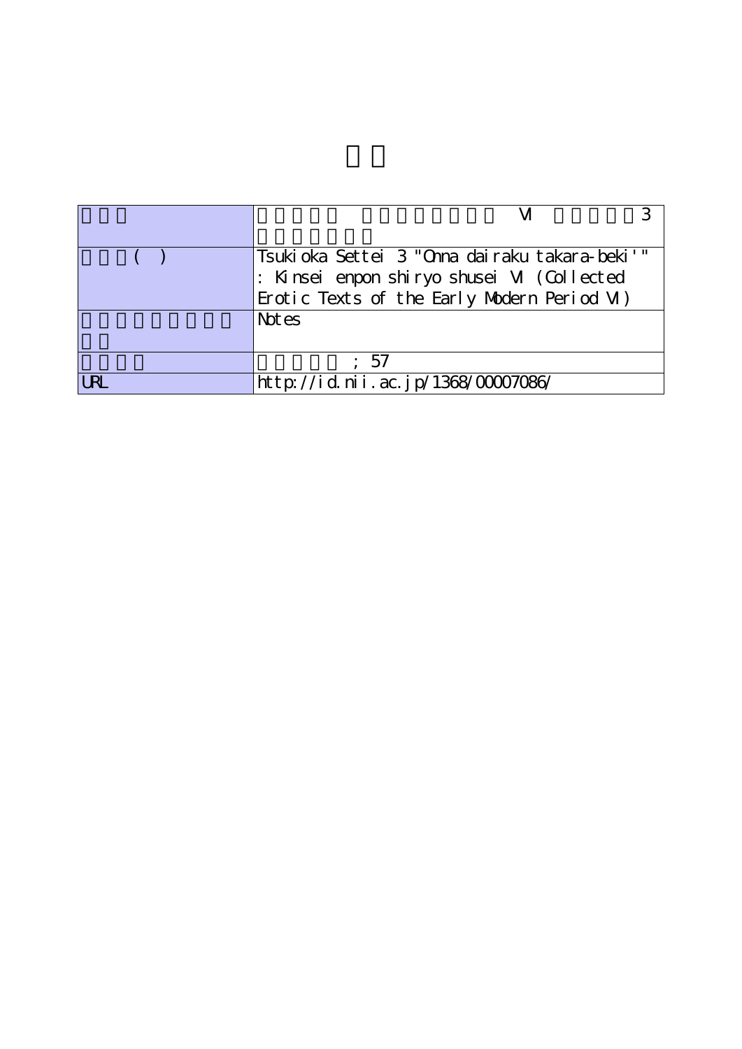| | |
|---|---|
| | VI 3 |
| ( ) | Tsukioka Settei 3 "Onna dairaku takara-beki'" : Kinsei enpon shiryo shusei VI (Collected Erotic Texts of the Early Modern Period VI) |
| | Notes |
| | ; 57 |
| URL | http://id.nii.ac.jp/1368/00007086/ |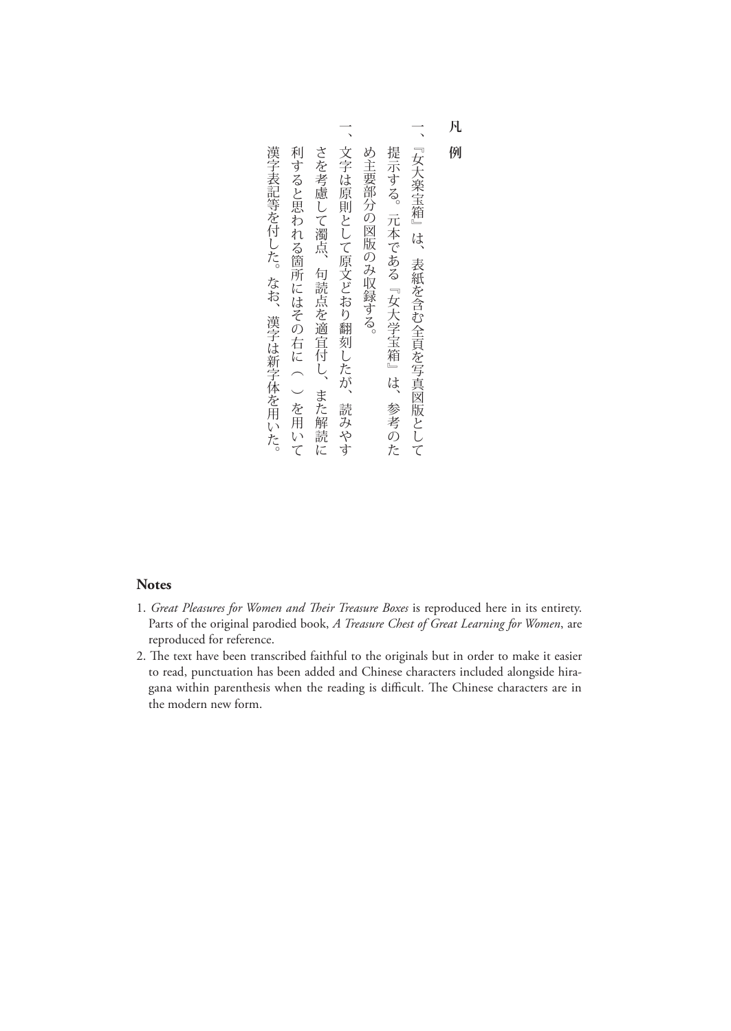## 凡例

一、『女大楽宝箱』は、表紙を含む全頁を写真図版として提示する。元本である『女大学宝箱』は、参考のため主要部分の図版のみ収録する。

一、文字は原則として原文どおり翻刻したが、読みやすさを考慮して濁点、句読点を適宜付し、また解読に利すると思われる箇所にはその右に（ ）を用いて漢字表記等を付した。なお、漢字は新字体を用いた。

## Notes

1. *Great Pleasures for Women and Their Treasure Boxes* is reproduced here in its entirety. Parts of the original parodied book, *A Treasure Chest of Great Learning for Women*, are reproduced for reference.
2. The text have been transcribed faithful to the originals but in order to make it easier to read, punctuation has been added and Chinese characters included alongside hiragana within parenthesis when the reading is difficult. The Chinese characters are in the modern new form.